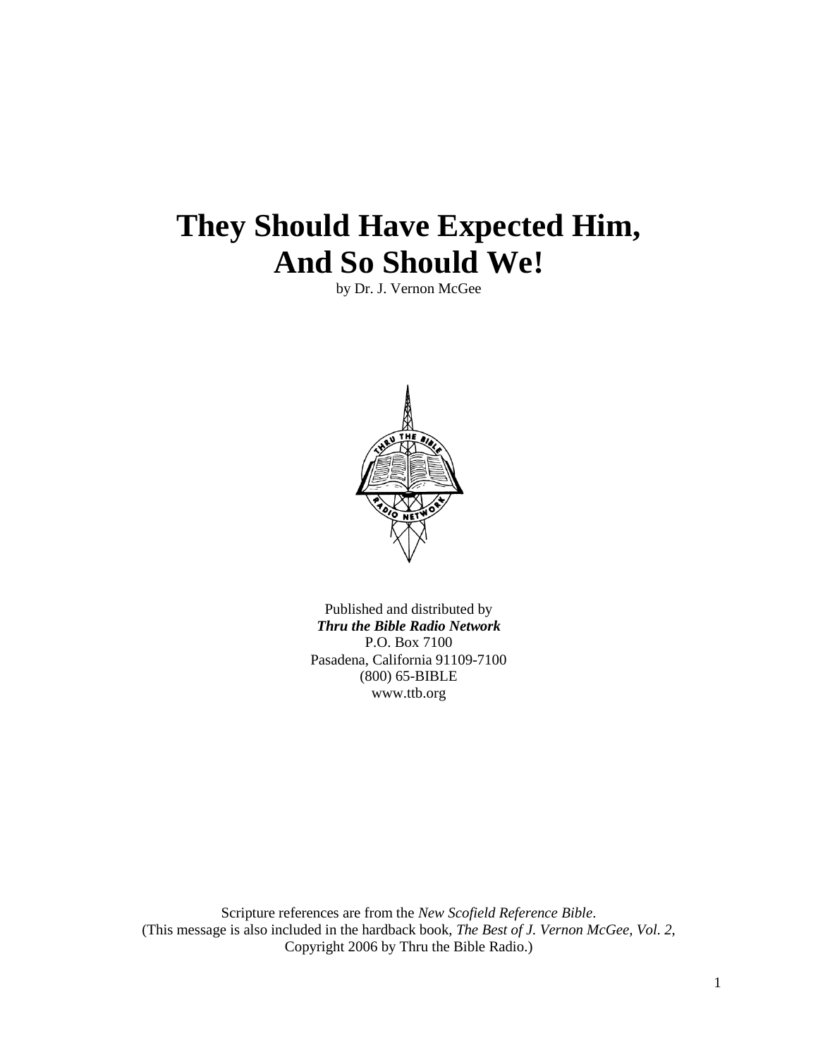# They Should Have Expected Him, And So Should We!

by Dr. J. Vernon McGee

Published and distributed by
***Thru the Bible Radio Network***
P.O. Box 7100
Pasadena, California 91109-7100
(800) 65-BIBLE
www.ttb.org

Scripture references are from the *New Scofield Reference Bible*.
(This message is also included in the hardback book, *The Best of J. Vernon McGee, Vol. 2*, Copyright 2006 by Thru the Bible Radio.)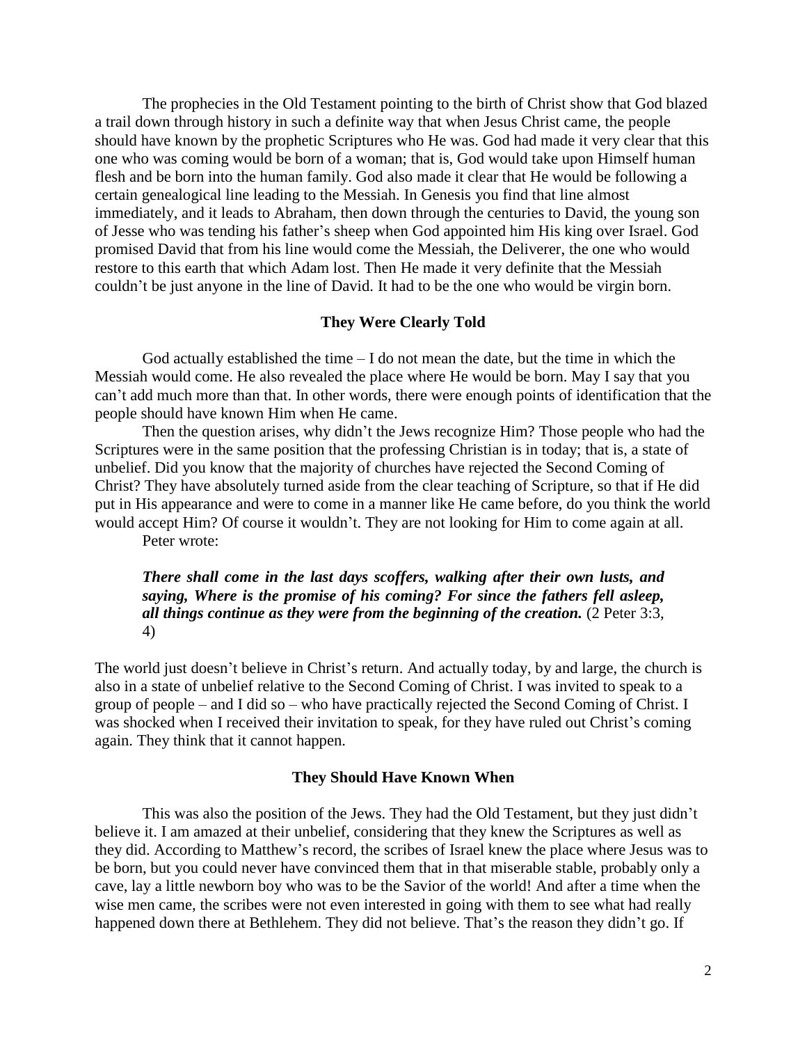The prophecies in the Old Testament pointing to the birth of Christ show that God blazed a trail down through history in such a definite way that when Jesus Christ came, the people should have known by the prophetic Scriptures who He was. God had made it very clear that this one who was coming would be born of a woman; that is, God would take upon Himself human flesh and be born into the human family. God also made it clear that He would be following a certain genealogical line leading to the Messiah. In Genesis you find that line almost immediately, and it leads to Abraham, then down through the centuries to David, the young son of Jesse who was tending his father's sheep when God appointed him His king over Israel. God promised David that from his line would come the Messiah, the Deliverer, the one who would restore to this earth that which Adam lost. Then He made it very definite that the Messiah couldn't be just anyone in the line of David. It had to be the one who would be virgin born.

### They Were Clearly Told

God actually established the time – I do not mean the date, but the time in which the Messiah would come. He also revealed the place where He would be born. May I say that you can't add much more than that. In other words, there were enough points of identification that the people should have known Him when He came.

Then the question arises, why didn't the Jews recognize Him? Those people who had the Scriptures were in the same position that the professing Christian is in today; that is, a state of unbelief. Did you know that the majority of churches have rejected the Second Coming of Christ? They have absolutely turned aside from the clear teaching of Scripture, so that if He did put in His appearance and were to come in a manner like He came before, do you think the world would accept Him? Of course it wouldn't. They are not looking for Him to come again at all.

Peter wrote:

> ***There shall come in the last days scoffers, walking after their own lusts, and saying, Where is the promise of his coming? For since the fathers fell asleep, all things continue as they were from the beginning of the creation.*** (2 Peter 3:3, 4)

The world just doesn't believe in Christ's return. And actually today, by and large, the church is also in a state of unbelief relative to the Second Coming of Christ. I was invited to speak to a group of people – and I did so – who have practically rejected the Second Coming of Christ. I was shocked when I received their invitation to speak, for they have ruled out Christ's coming again. They think that it cannot happen.

### They Should Have Known When

This was also the position of the Jews. They had the Old Testament, but they just didn't believe it. I am amazed at their unbelief, considering that they knew the Scriptures as well as they did. According to Matthew's record, the scribes of Israel knew the place where Jesus was to be born, but you could never have convinced them that in that miserable stable, probably only a cave, lay a little newborn boy who was to be the Savior of the world! And after a time when the wise men came, the scribes were not even interested in going with them to see what had really happened down there at Bethlehem. They did not believe. That's the reason they didn't go. If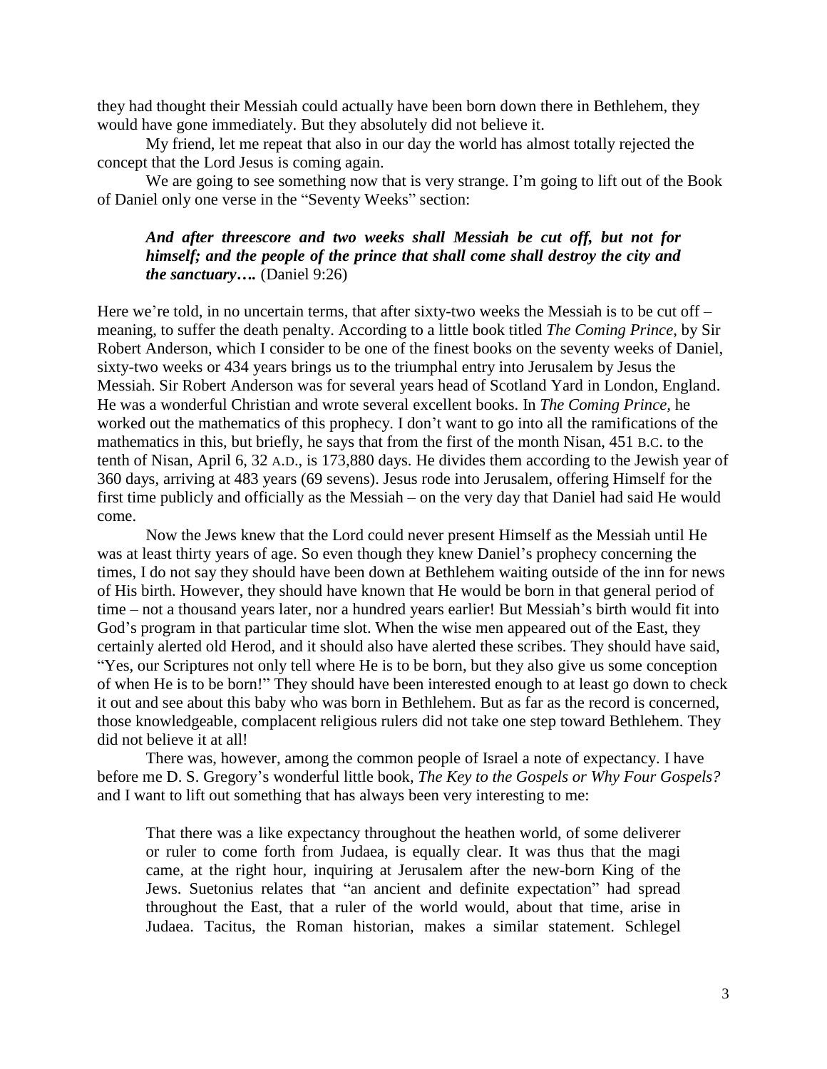they had thought their Messiah could actually have been born down there in Bethlehem, they would have gone immediately. But they absolutely did not believe it.

My friend, let me repeat that also in our day the world has almost totally rejected the concept that the Lord Jesus is coming again.

We are going to see something now that is very strange. I'm going to lift out of the Book of Daniel only one verse in the "Seventy Weeks" section:

> ***And after threescore and two weeks shall Messiah be cut off, but not for himself; and the people of the prince that shall come shall destroy the city and the sanctuary….*** (Daniel 9:26)

Here we're told, in no uncertain terms, that after sixty-two weeks the Messiah is to be cut off – meaning, to suffer the death penalty. According to a little book titled *The Coming Prince*, by Sir Robert Anderson, which I consider to be one of the finest books on the seventy weeks of Daniel, sixty-two weeks or 434 years brings us to the triumphal entry into Jerusalem by Jesus the Messiah. Sir Robert Anderson was for several years head of Scotland Yard in London, England. He was a wonderful Christian and wrote several excellent books. In *The Coming Prince*, he worked out the mathematics of this prophecy. I don't want to go into all the ramifications of the mathematics in this, but briefly, he says that from the first of the month Nisan, 451 B.C. to the tenth of Nisan, April 6, 32 A.D., is 173,880 days. He divides them according to the Jewish year of 360 days, arriving at 483 years (69 sevens). Jesus rode into Jerusalem, offering Himself for the first time publicly and officially as the Messiah – on the very day that Daniel had said He would come.

Now the Jews knew that the Lord could never present Himself as the Messiah until He was at least thirty years of age. So even though they knew Daniel's prophecy concerning the times, I do not say they should have been down at Bethlehem waiting outside of the inn for news of His birth. However, they should have known that He would be born in that general period of time – not a thousand years later, nor a hundred years earlier! But Messiah's birth would fit into God's program in that particular time slot. When the wise men appeared out of the East, they certainly alerted old Herod, and it should also have alerted these scribes. They should have said, "Yes, our Scriptures not only tell where He is to be born, but they also give us some conception of when He is to be born!" They should have been interested enough to at least go down to check it out and see about this baby who was born in Bethlehem. But as far as the record is concerned, those knowledgeable, complacent religious rulers did not take one step toward Bethlehem. They did not believe it at all!

There was, however, among the common people of Israel a note of expectancy. I have before me D. S. Gregory's wonderful little book, *The Key to the Gospels or Why Four Gospels?* and I want to lift out something that has always been very interesting to me:

> That there was a like expectancy throughout the heathen world, of some deliverer or ruler to come forth from Judaea, is equally clear. It was thus that the magi came, at the right hour, inquiring at Jerusalem after the new-born King of the Jews. Suetonius relates that "an ancient and definite expectation" had spread throughout the East, that a ruler of the world would, about that time, arise in Judaea. Tacitus, the Roman historian, makes a similar statement. Schlegel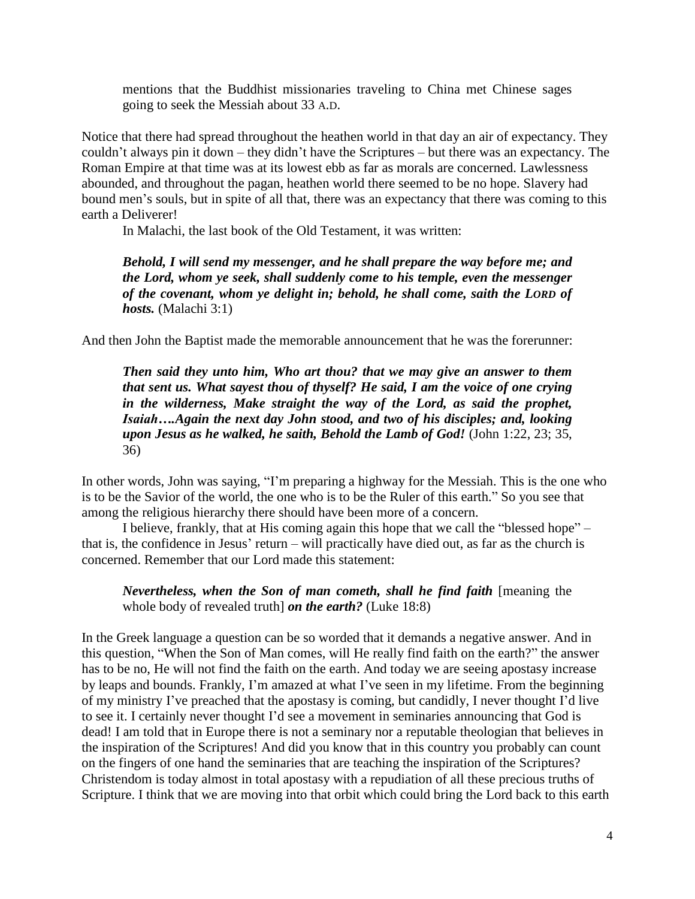mentions that the Buddhist missionaries traveling to China met Chinese sages going to seek the Messiah about 33 A.D.

Notice that there had spread throughout the heathen world in that day an air of expectancy. They couldn't always pin it down – they didn't have the Scriptures – but there was an expectancy. The Roman Empire at that time was at its lowest ebb as far as morals are concerned. Lawlessness abounded, and throughout the pagan, heathen world there seemed to be no hope. Slavery had bound men's souls, but in spite of all that, there was an expectancy that there was coming to this earth a Deliverer!

In Malachi, the last book of the Old Testament, it was written:

> ***Behold, I will send my messenger, and he shall prepare the way before me; and the Lord, whom ye seek, shall suddenly come to his temple, even the messenger of the covenant, whom ye delight in; behold, he shall come, saith the LORD of hosts.*** (Malachi 3:1)

And then John the Baptist made the memorable announcement that he was the forerunner:

> ***Then said they unto him, Who art thou? that we may give an answer to them that sent us. What sayest thou of thyself? He said, I am the voice of one crying in the wilderness, Make straight the way of the Lord, as said the prophet, Isaiah….Again the next day John stood, and two of his disciples; and, looking upon Jesus as he walked, he saith, Behold the Lamb of God!*** (John 1:22, 23; 35, 36)

In other words, John was saying, "I'm preparing a highway for the Messiah. This is the one who is to be the Savior of the world, the one who is to be the Ruler of this earth." So you see that among the religious hierarchy there should have been more of a concern.

I believe, frankly, that at His coming again this hope that we call the "blessed hope" – that is, the confidence in Jesus' return – will practically have died out, as far as the church is concerned. Remember that our Lord made this statement:

> ***Nevertheless, when the Son of man cometh, shall he find faith*** [meaning the whole body of revealed truth] ***on the earth?*** (Luke 18:8)

In the Greek language a question can be so worded that it demands a negative answer. And in this question, "When the Son of Man comes, will He really find faith on the earth?" the answer has to be no, He will not find the faith on the earth. And today we are seeing apostasy increase by leaps and bounds. Frankly, I'm amazed at what I've seen in my lifetime. From the beginning of my ministry I've preached that the apostasy is coming, but candidly, I never thought I'd live to see it. I certainly never thought I'd see a movement in seminaries announcing that God is dead! I am told that in Europe there is not a seminary nor a reputable theologian that believes in the inspiration of the Scriptures! And did you know that in this country you probably can count on the fingers of one hand the seminaries that are teaching the inspiration of the Scriptures? Christendom is today almost in total apostasy with a repudiation of all these precious truths of Scripture. I think that we are moving into that orbit which could bring the Lord back to this earth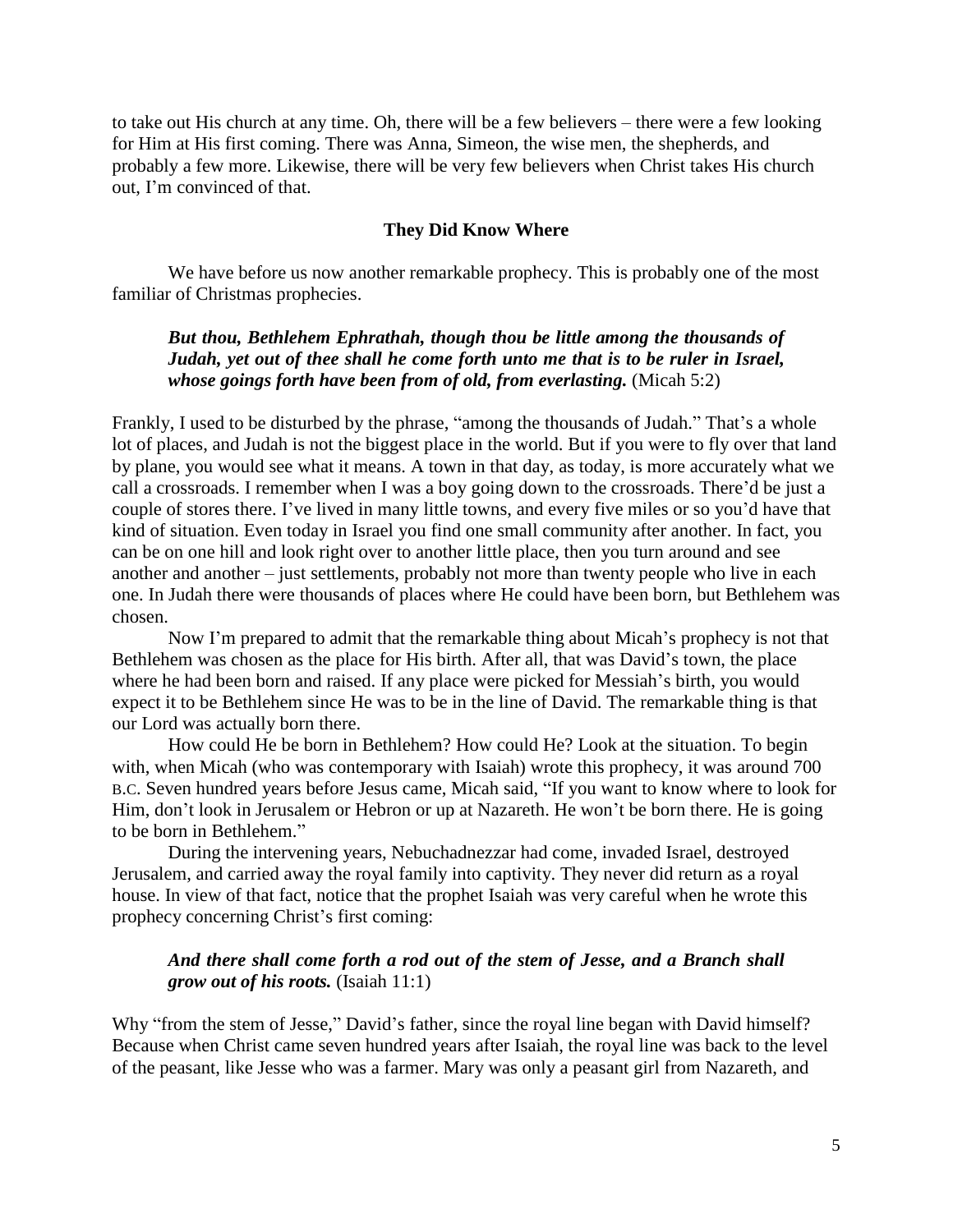to take out His church at any time. Oh, there will be a few believers – there were a few looking for Him at His first coming. There was Anna, Simeon, the wise men, the shepherds, and probably a few more. Likewise, there will be very few believers when Christ takes His church out, I'm convinced of that.

### They Did Know Where

We have before us now another remarkable prophecy. This is probably one of the most familiar of Christmas prophecies.

> ***But thou, Bethlehem Ephrathah, though thou be little among the thousands of Judah, yet out of thee shall he come forth unto me that is to be ruler in Israel, whose goings forth have been from of old, from everlasting.*** (Micah 5:2)

Frankly, I used to be disturbed by the phrase, "among the thousands of Judah." That's a whole lot of places, and Judah is not the biggest place in the world. But if you were to fly over that land by plane, you would see what it means. A town in that day, as today, is more accurately what we call a crossroads. I remember when I was a boy going down to the crossroads. There'd be just a couple of stores there. I've lived in many little towns, and every five miles or so you'd have that kind of situation. Even today in Israel you find one small community after another. In fact, you can be on one hill and look right over to another little place, then you turn around and see another and another – just settlements, probably not more than twenty people who live in each one. In Judah there were thousands of places where He could have been born, but Bethlehem was chosen.

Now I'm prepared to admit that the remarkable thing about Micah's prophecy is not that Bethlehem was chosen as the place for His birth. After all, that was David's town, the place where he had been born and raised. If any place were picked for Messiah's birth, you would expect it to be Bethlehem since He was to be in the line of David. The remarkable thing is that our Lord was actually born there.

How could He be born in Bethlehem? How could He? Look at the situation. To begin with, when Micah (who was contemporary with Isaiah) wrote this prophecy, it was around 700 B.C. Seven hundred years before Jesus came, Micah said, "If you want to know where to look for Him, don't look in Jerusalem or Hebron or up at Nazareth. He won't be born there. He is going to be born in Bethlehem."

During the intervening years, Nebuchadnezzar had come, invaded Israel, destroyed Jerusalem, and carried away the royal family into captivity. They never did return as a royal house. In view of that fact, notice that the prophet Isaiah was very careful when he wrote this prophecy concerning Christ's first coming:

> ***And there shall come forth a rod out of the stem of Jesse, and a Branch shall grow out of his roots.*** (Isaiah 11:1)

Why "from the stem of Jesse," David's father, since the royal line began with David himself? Because when Christ came seven hundred years after Isaiah, the royal line was back to the level of the peasant, like Jesse who was a farmer. Mary was only a peasant girl from Nazareth, and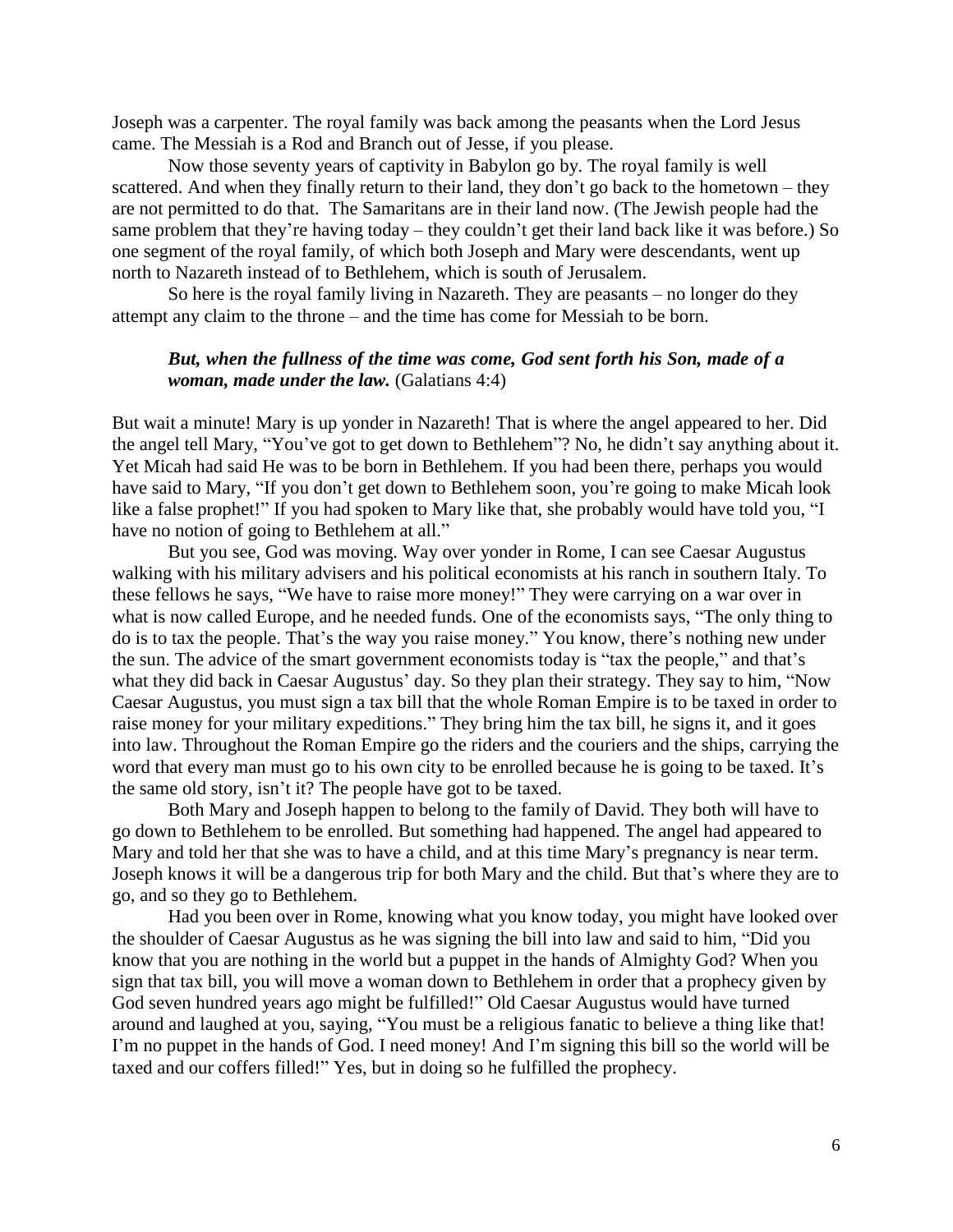Joseph was a carpenter. The royal family was back among the peasants when the Lord Jesus came. The Messiah is a Rod and Branch out of Jesse, if you please.

Now those seventy years of captivity in Babylon go by. The royal family is well scattered. And when they finally return to their land, they don't go back to the hometown – they are not permitted to do that. The Samaritans are in their land now. (The Jewish people had the same problem that they're having today – they couldn't get their land back like it was before.) So one segment of the royal family, of which both Joseph and Mary were descendants, went up north to Nazareth instead of to Bethlehem, which is south of Jerusalem.

So here is the royal family living in Nazareth. They are peasants – no longer do they attempt any claim to the throne – and the time has come for Messiah to be born.

> ***But, when the fullness of the time was come, God sent forth his Son, made of a woman, made under the law.*** (Galatians 4:4)

But wait a minute! Mary is up yonder in Nazareth! That is where the angel appeared to her. Did the angel tell Mary, "You've got to get down to Bethlehem"? No, he didn't say anything about it. Yet Micah had said He was to be born in Bethlehem. If you had been there, perhaps you would have said to Mary, "If you don't get down to Bethlehem soon, you're going to make Micah look like a false prophet!" If you had spoken to Mary like that, she probably would have told you, "I have no notion of going to Bethlehem at all."

But you see, God was moving. Way over yonder in Rome, I can see Caesar Augustus walking with his military advisers and his political economists at his ranch in southern Italy. To these fellows he says, "We have to raise more money!" They were carrying on a war over in what is now called Europe, and he needed funds. One of the economists says, "The only thing to do is to tax the people. That's the way you raise money." You know, there's nothing new under the sun. The advice of the smart government economists today is "tax the people," and that's what they did back in Caesar Augustus' day. So they plan their strategy. They say to him, "Now Caesar Augustus, you must sign a tax bill that the whole Roman Empire is to be taxed in order to raise money for your military expeditions." They bring him the tax bill, he signs it, and it goes into law. Throughout the Roman Empire go the riders and the couriers and the ships, carrying the word that every man must go to his own city to be enrolled because he is going to be taxed. It's the same old story, isn't it? The people have got to be taxed.

Both Mary and Joseph happen to belong to the family of David. They both will have to go down to Bethlehem to be enrolled. But something had happened. The angel had appeared to Mary and told her that she was to have a child, and at this time Mary's pregnancy is near term. Joseph knows it will be a dangerous trip for both Mary and the child. But that's where they are to go, and so they go to Bethlehem.

Had you been over in Rome, knowing what you know today, you might have looked over the shoulder of Caesar Augustus as he was signing the bill into law and said to him, "Did you know that you are nothing in the world but a puppet in the hands of Almighty God? When you sign that tax bill, you will move a woman down to Bethlehem in order that a prophecy given by God seven hundred years ago might be fulfilled!" Old Caesar Augustus would have turned around and laughed at you, saying, "You must be a religious fanatic to believe a thing like that! I'm no puppet in the hands of God. I need money! And I'm signing this bill so the world will be taxed and our coffers filled!" Yes, but in doing so he fulfilled the prophecy.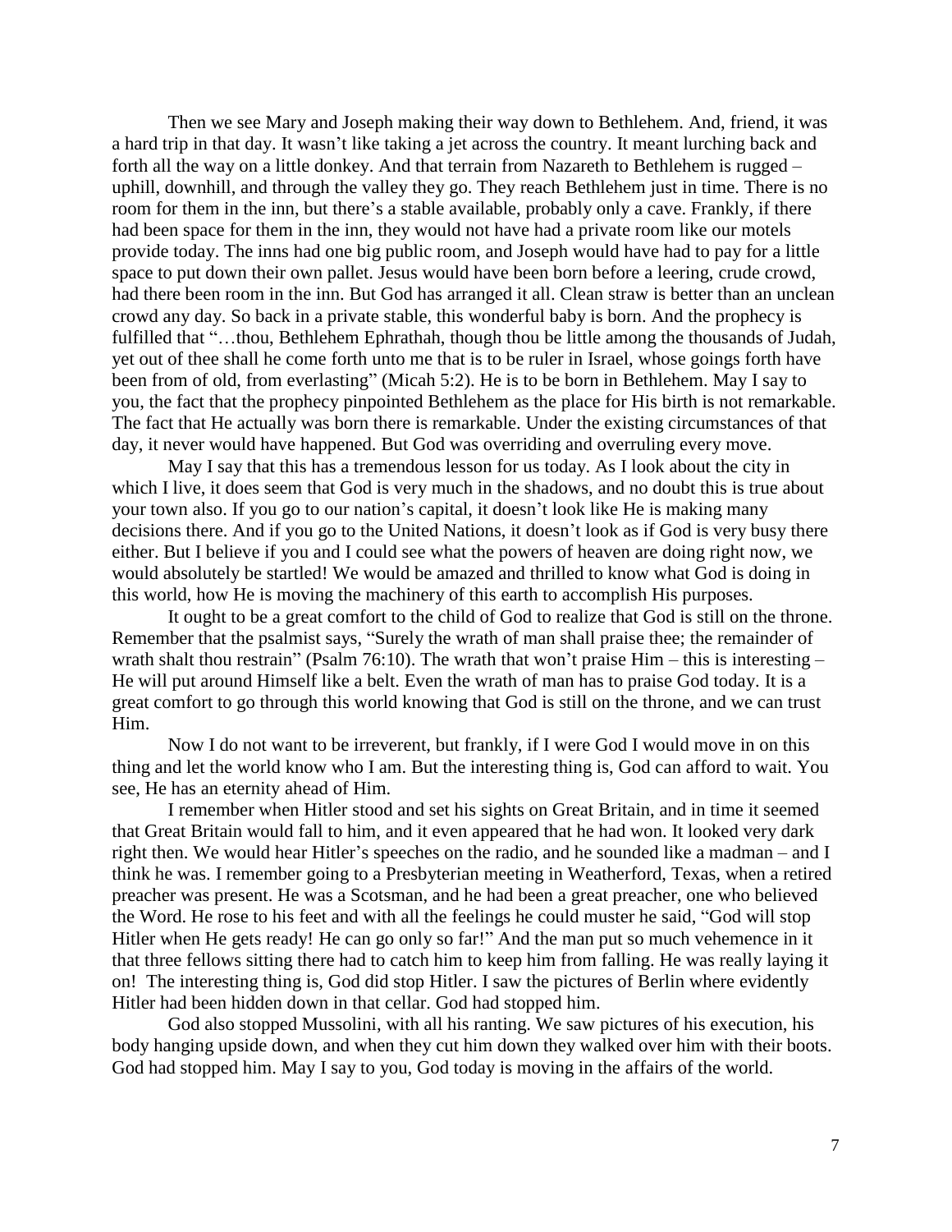Then we see Mary and Joseph making their way down to Bethlehem. And, friend, it was a hard trip in that day. It wasn't like taking a jet across the country. It meant lurching back and forth all the way on a little donkey. And that terrain from Nazareth to Bethlehem is rugged – uphill, downhill, and through the valley they go. They reach Bethlehem just in time. There is no room for them in the inn, but there's a stable available, probably only a cave. Frankly, if there had been space for them in the inn, they would not have had a private room like our motels provide today. The inns had one big public room, and Joseph would have had to pay for a little space to put down their own pallet. Jesus would have been born before a leering, crude crowd, had there been room in the inn. But God has arranged it all. Clean straw is better than an unclean crowd any day. So back in a private stable, this wonderful baby is born. And the prophecy is fulfilled that "…thou, Bethlehem Ephrathah, though thou be little among the thousands of Judah, yet out of thee shall he come forth unto me that is to be ruler in Israel, whose goings forth have been from of old, from everlasting" (Micah 5:2). He is to be born in Bethlehem. May I say to you, the fact that the prophecy pinpointed Bethlehem as the place for His birth is not remarkable. The fact that He actually was born there is remarkable. Under the existing circumstances of that day, it never would have happened. But God was overriding and overruling every move.

May I say that this has a tremendous lesson for us today. As I look about the city in which I live, it does seem that God is very much in the shadows, and no doubt this is true about your town also. If you go to our nation's capital, it doesn't look like He is making many decisions there. And if you go to the United Nations, it doesn't look as if God is very busy there either. But I believe if you and I could see what the powers of heaven are doing right now, we would absolutely be startled! We would be amazed and thrilled to know what God is doing in this world, how He is moving the machinery of this earth to accomplish His purposes.

It ought to be a great comfort to the child of God to realize that God is still on the throne. Remember that the psalmist says, "Surely the wrath of man shall praise thee; the remainder of wrath shalt thou restrain" (Psalm 76:10). The wrath that won't praise Him – this is interesting – He will put around Himself like a belt. Even the wrath of man has to praise God today. It is a great comfort to go through this world knowing that God is still on the throne, and we can trust Him.

Now I do not want to be irreverent, but frankly, if I were God I would move in on this thing and let the world know who I am. But the interesting thing is, God can afford to wait. You see, He has an eternity ahead of Him.

I remember when Hitler stood and set his sights on Great Britain, and in time it seemed that Great Britain would fall to him, and it even appeared that he had won. It looked very dark right then. We would hear Hitler's speeches on the radio, and he sounded like a madman – and I think he was. I remember going to a Presbyterian meeting in Weatherford, Texas, when a retired preacher was present. He was a Scotsman, and he had been a great preacher, one who believed the Word. He rose to his feet and with all the feelings he could muster he said, "God will stop Hitler when He gets ready! He can go only so far!" And the man put so much vehemence in it that three fellows sitting there had to catch him to keep him from falling. He was really laying it on! The interesting thing is, God did stop Hitler. I saw the pictures of Berlin where evidently Hitler had been hidden down in that cellar. God had stopped him.

God also stopped Mussolini, with all his ranting. We saw pictures of his execution, his body hanging upside down, and when they cut him down they walked over him with their boots. God had stopped him. May I say to you, God today is moving in the affairs of the world.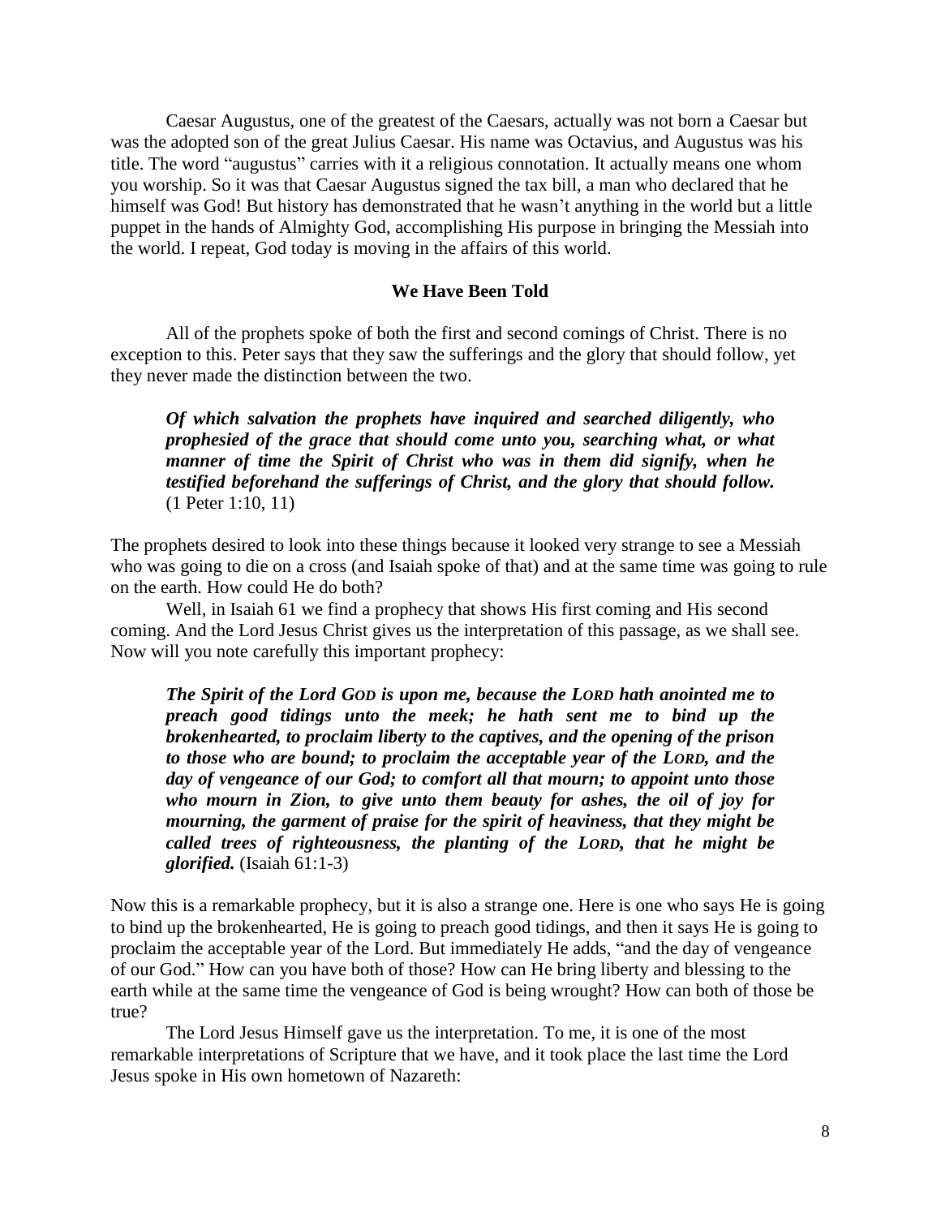Caesar Augustus, one of the greatest of the Caesars, actually was not born a Caesar but was the adopted son of the great Julius Caesar. His name was Octavius, and Augustus was his title. The word "augustus" carries with it a religious connotation. It actually means one whom you worship. So it was that Caesar Augustus signed the tax bill, a man who declared that he himself was God! But history has demonstrated that he wasn't anything in the world but a little puppet in the hands of Almighty God, accomplishing His purpose in bringing the Messiah into the world. I repeat, God today is moving in the affairs of this world.

### We Have Been Told

All of the prophets spoke of both the first and second comings of Christ. There is no exception to this. Peter says that they saw the sufferings and the glory that should follow, yet they never made the distinction between the two.

> ***Of which salvation the prophets have inquired and searched diligently, who prophesied of the grace that should come unto you, searching what, or what manner of time the Spirit of Christ who was in them did signify, when he testified beforehand the sufferings of Christ, and the glory that should follow.*** (1 Peter 1:10, 11)

The prophets desired to look into these things because it looked very strange to see a Messiah who was going to die on a cross (and Isaiah spoke of that) and at the same time was going to rule on the earth. How could He do both?

Well, in Isaiah 61 we find a prophecy that shows His first coming and His second coming. And the Lord Jesus Christ gives us the interpretation of this passage, as we shall see. Now will you note carefully this important prophecy:

> ***The Spirit of the Lord GOD is upon me, because the LORD hath anointed me to preach good tidings unto the meek; he hath sent me to bind up the brokenhearted, to proclaim liberty to the captives, and the opening of the prison to those who are bound; to proclaim the acceptable year of the LORD, and the day of vengeance of our God; to comfort all that mourn; to appoint unto those who mourn in Zion, to give unto them beauty for ashes, the oil of joy for mourning, the garment of praise for the spirit of heaviness, that they might be called trees of righteousness, the planting of the LORD, that he might be glorified.*** (Isaiah 61:1-3)

Now this is a remarkable prophecy, but it is also a strange one. Here is one who says He is going to bind up the brokenhearted, He is going to preach good tidings, and then it says He is going to proclaim the acceptable year of the Lord. But immediately He adds, "and the day of vengeance of our God." How can you have both of those? How can He bring liberty and blessing to the earth while at the same time the vengeance of God is being wrought? How can both of those be true?

The Lord Jesus Himself gave us the interpretation. To me, it is one of the most remarkable interpretations of Scripture that we have, and it took place the last time the Lord Jesus spoke in His own hometown of Nazareth: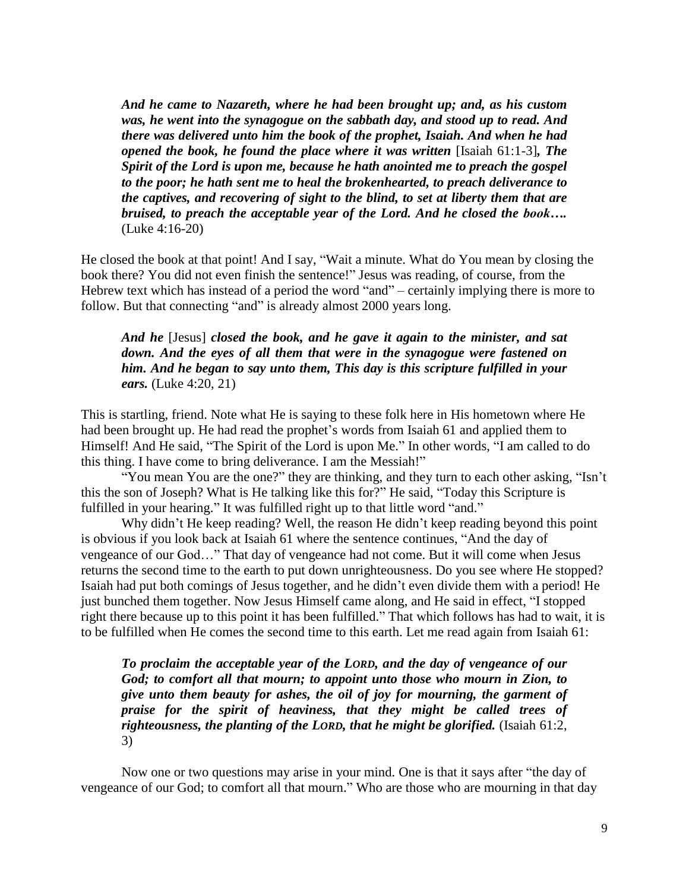> ***And he came to Nazareth, where he had been brought up; and, as his custom was, he went into the synagogue on the sabbath day, and stood up to read. And there was delivered unto him the book of the prophet, Isaiah. And when he had opened the book, he found the place where it was written*** [Isaiah 61:1-3]***, The Spirit of the Lord is upon me, because he hath anointed me to preach the gospel to the poor; he hath sent me to heal the brokenhearted, to preach deliverance to the captives, and recovering of sight to the blind, to set at liberty them that are bruised, to preach the acceptable year of the Lord. And he closed the book….*** (Luke 4:16-20)

He closed the book at that point! And I say, "Wait a minute. What do You mean by closing the book there? You did not even finish the sentence!" Jesus was reading, of course, from the Hebrew text which has instead of a period the word "and" – certainly implying there is more to follow. But that connecting "and" is already almost 2000 years long.

> ***And he*** [Jesus] ***closed the book, and he gave it again to the minister, and sat down. And the eyes of all them that were in the synagogue were fastened on him. And he began to say unto them, This day is this scripture fulfilled in your ears.*** (Luke 4:20, 21)

This is startling, friend. Note what He is saying to these folk here in His hometown where He had been brought up. He had read the prophet's words from Isaiah 61 and applied them to Himself! And He said, "The Spirit of the Lord is upon Me." In other words, "I am called to do this thing. I have come to bring deliverance. I am the Messiah!"

"You mean You are the one?" they are thinking, and they turn to each other asking, "Isn't this the son of Joseph? What is He talking like this for?" He said, "Today this Scripture is fulfilled in your hearing." It was fulfilled right up to that little word "and."

Why didn't He keep reading? Well, the reason He didn't keep reading beyond this point is obvious if you look back at Isaiah 61 where the sentence continues, "And the day of vengeance of our God…" That day of vengeance had not come. But it will come when Jesus returns the second time to the earth to put down unrighteousness. Do you see where He stopped? Isaiah had put both comings of Jesus together, and he didn't even divide them with a period! He just bunched them together. Now Jesus Himself came along, and He said in effect, "I stopped right there because up to this point it has been fulfilled." That which follows has had to wait, it is to be fulfilled when He comes the second time to this earth. Let me read again from Isaiah 61:

> ***To proclaim the acceptable year of the LORD, and the day of vengeance of our God; to comfort all that mourn; to appoint unto those who mourn in Zion, to give unto them beauty for ashes, the oil of joy for mourning, the garment of praise for the spirit of heaviness, that they might be called trees of righteousness, the planting of the LORD, that he might be glorified.*** (Isaiah 61:2, 3)

Now one or two questions may arise in your mind. One is that it says after "the day of vengeance of our God; to comfort all that mourn." Who are those who are mourning in that day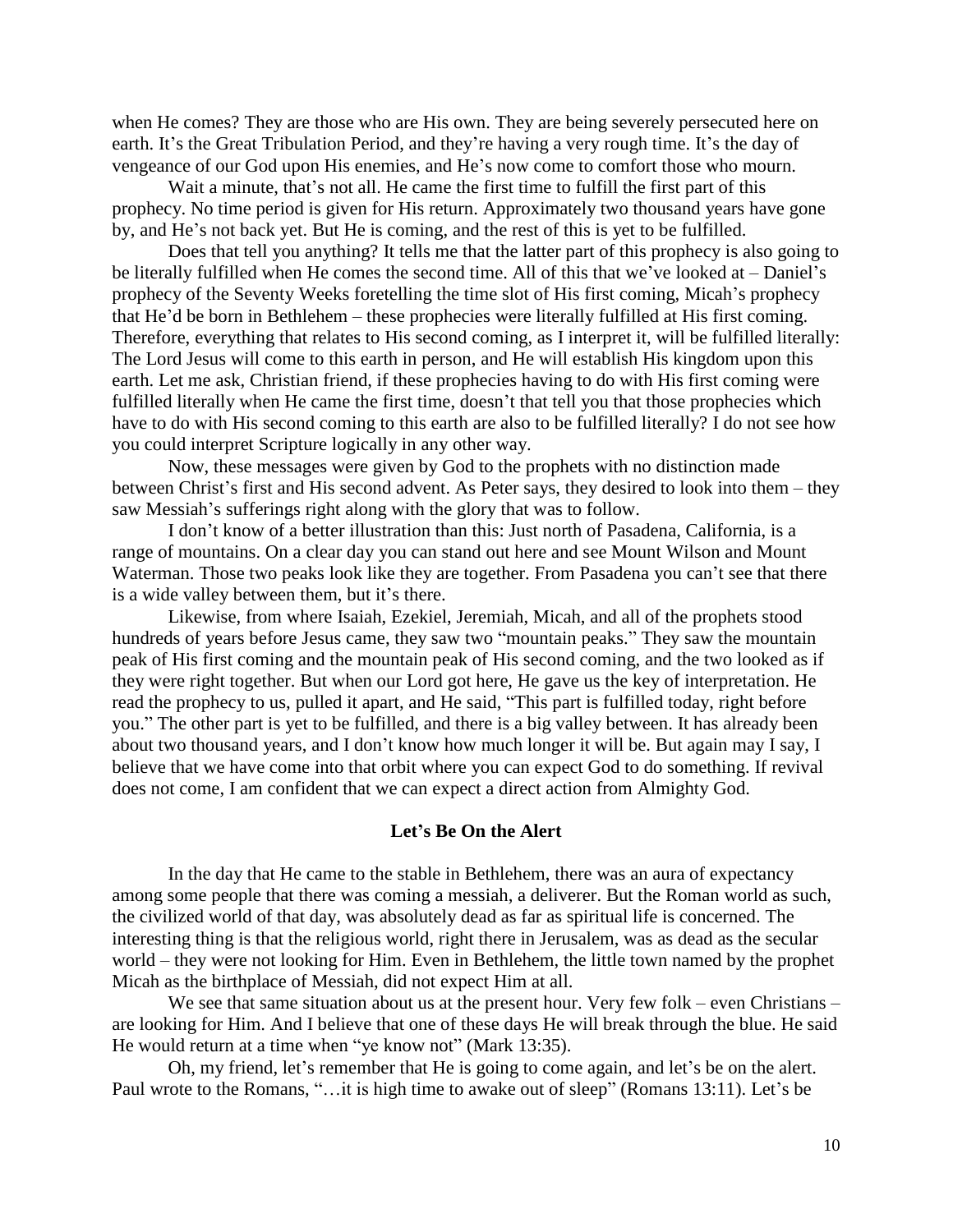when He comes? They are those who are His own. They are being severely persecuted here on earth. It's the Great Tribulation Period, and they're having a very rough time. It's the day of vengeance of our God upon His enemies, and He's now come to comfort those who mourn.

Wait a minute, that's not all. He came the first time to fulfill the first part of this prophecy. No time period is given for His return. Approximately two thousand years have gone by, and He's not back yet. But He is coming, and the rest of this is yet to be fulfilled.

Does that tell you anything? It tells me that the latter part of this prophecy is also going to be literally fulfilled when He comes the second time. All of this that we've looked at – Daniel's prophecy of the Seventy Weeks foretelling the time slot of His first coming, Micah's prophecy that He'd be born in Bethlehem – these prophecies were literally fulfilled at His first coming. Therefore, everything that relates to His second coming, as I interpret it, will be fulfilled literally: The Lord Jesus will come to this earth in person, and He will establish His kingdom upon this earth. Let me ask, Christian friend, if these prophecies having to do with His first coming were fulfilled literally when He came the first time, doesn't that tell you that those prophecies which have to do with His second coming to this earth are also to be fulfilled literally? I do not see how you could interpret Scripture logically in any other way.

Now, these messages were given by God to the prophets with no distinction made between Christ's first and His second advent. As Peter says, they desired to look into them – they saw Messiah's sufferings right along with the glory that was to follow.

I don't know of a better illustration than this: Just north of Pasadena, California, is a range of mountains. On a clear day you can stand out here and see Mount Wilson and Mount Waterman. Those two peaks look like they are together. From Pasadena you can't see that there is a wide valley between them, but it's there.

Likewise, from where Isaiah, Ezekiel, Jeremiah, Micah, and all of the prophets stood hundreds of years before Jesus came, they saw two "mountain peaks." They saw the mountain peak of His first coming and the mountain peak of His second coming, and the two looked as if they were right together. But when our Lord got here, He gave us the key of interpretation. He read the prophecy to us, pulled it apart, and He said, "This part is fulfilled today, right before you." The other part is yet to be fulfilled, and there is a big valley between. It has already been about two thousand years, and I don't know how much longer it will be. But again may I say, I believe that we have come into that orbit where you can expect God to do something. If revival does not come, I am confident that we can expect a direct action from Almighty God.

### Let's Be On the Alert

In the day that He came to the stable in Bethlehem, there was an aura of expectancy among some people that there was coming a messiah, a deliverer. But the Roman world as such, the civilized world of that day, was absolutely dead as far as spiritual life is concerned. The interesting thing is that the religious world, right there in Jerusalem, was as dead as the secular world – they were not looking for Him. Even in Bethlehem, the little town named by the prophet Micah as the birthplace of Messiah, did not expect Him at all.

We see that same situation about us at the present hour. Very few folk – even Christians – are looking for Him. And I believe that one of these days He will break through the blue. He said He would return at a time when "ye know not" (Mark 13:35).

Oh, my friend, let's remember that He is going to come again, and let's be on the alert. Paul wrote to the Romans, "…it is high time to awake out of sleep" (Romans 13:11). Let's be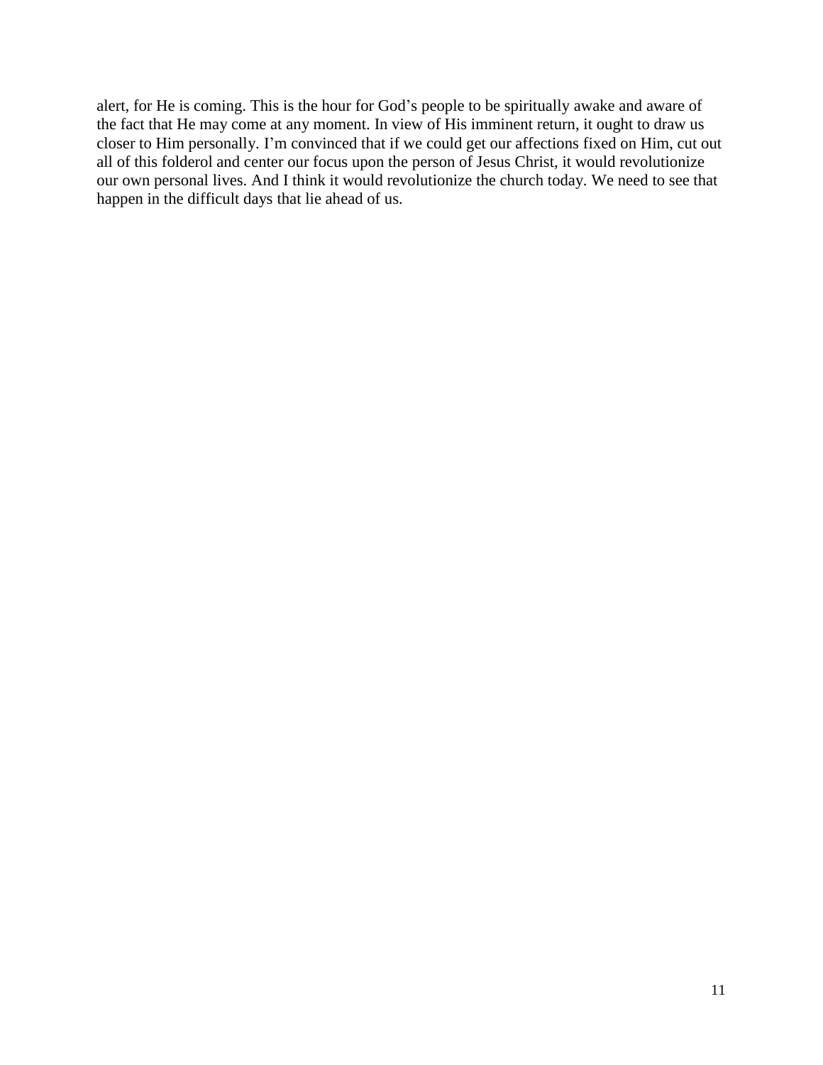alert, for He is coming. This is the hour for God's people to be spiritually awake and aware of the fact that He may come at any moment. In view of His imminent return, it ought to draw us closer to Him personally. I'm convinced that if we could get our affections fixed on Him, cut out all of this folderol and center our focus upon the person of Jesus Christ, it would revolutionize our own personal lives. And I think it would revolutionize the church today. We need to see that happen in the difficult days that lie ahead of us.